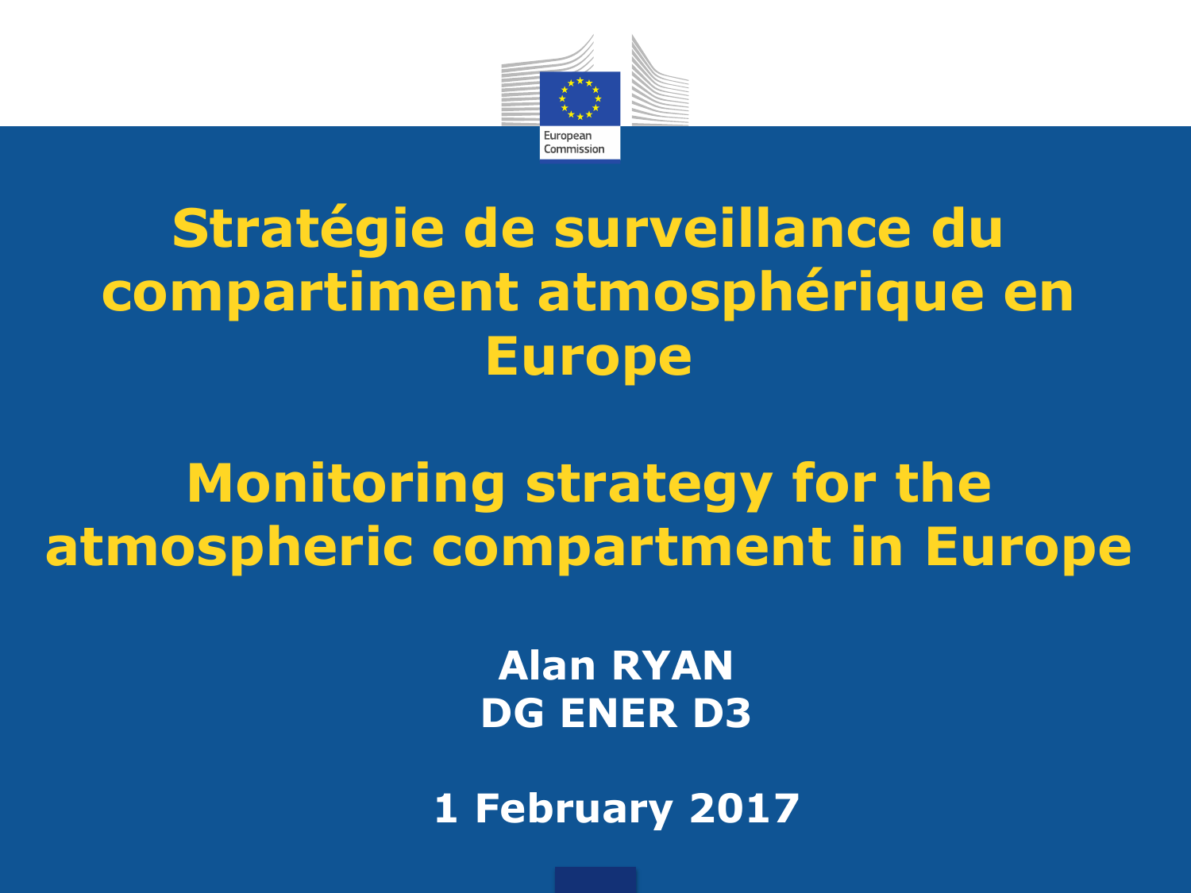# Stratégie de surveillance du compartiment atmosphérique en Europe

# Monitoring strategy for the atmospheric compartment in Europe

**Alan RYAN**
**DG ENER D3**

**1 February 2017**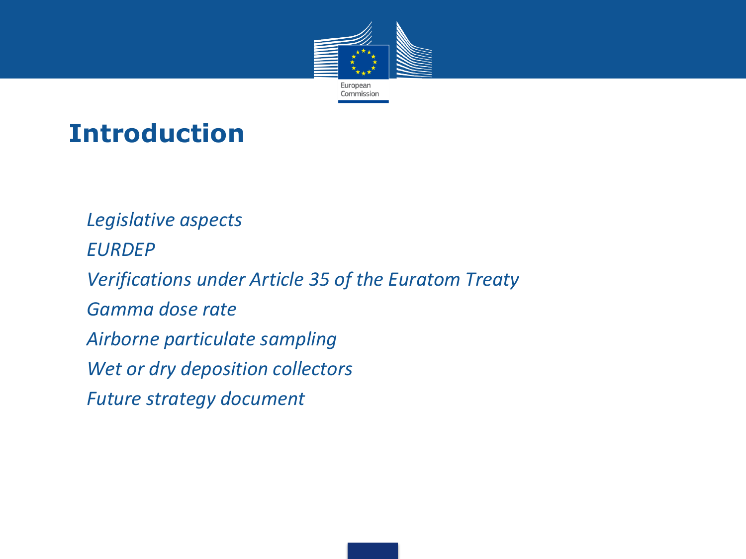# Introduction

*Legislative aspects*

*EURDEP*

*Verifications under Article 35 of the Euratom Treaty*

*Gamma dose rate*

*Airborne particulate sampling*

*Wet or dry deposition collectors*

*Future strategy document*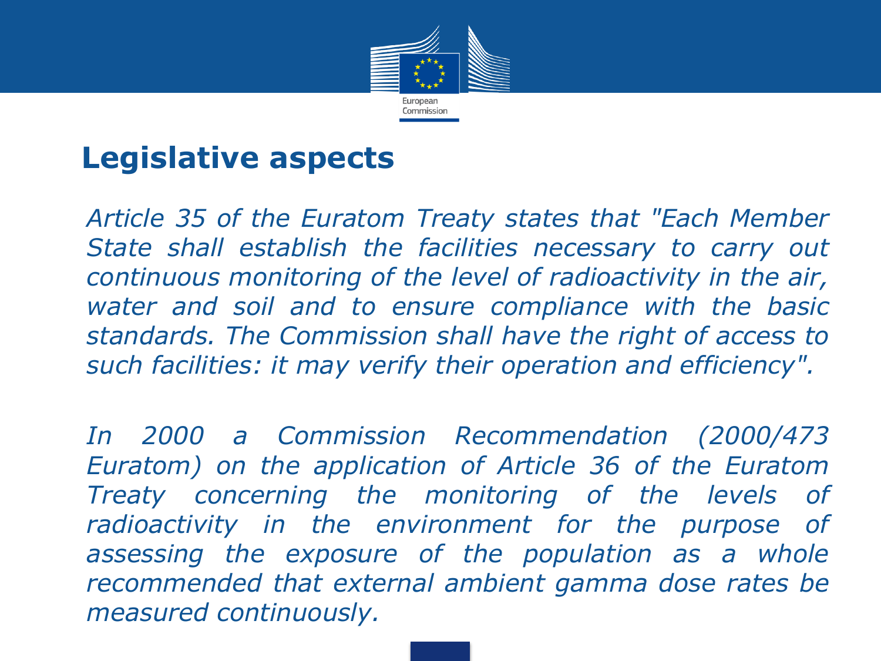## Legislative aspects

*Article 35 of the Euratom Treaty states that "Each Member State shall establish the facilities necessary to carry out continuous monitoring of the level of radioactivity in the air, water and soil and to ensure compliance with the basic standards. The Commission shall have the right of access to such facilities: it may verify their operation and efficiency".*

*In 2000 a Commission Recommendation (2000/473 Euratom) on the application of Article 36 of the Euratom Treaty concerning the monitoring of the levels of radioactivity in the environment for the purpose of assessing the exposure of the population as a whole recommended that external ambient gamma dose rates be measured continuously.*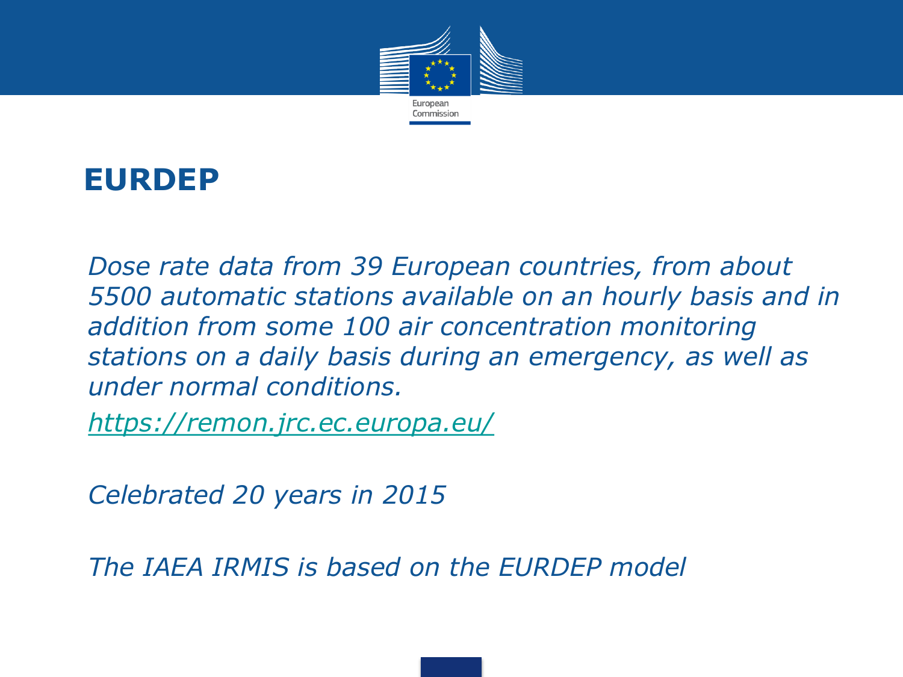# EURDEP

*Dose rate data from 39 European countries, from about 5500 automatic stations available on an hourly basis and in addition from some 100 air concentration monitoring stations on a daily basis during an emergency, as well as under normal conditions.*

*https://remon.jrc.ec.europa.eu/*

*Celebrated 20 years in 2015*

*The IAEA IRMIS is based on the EURDEP model*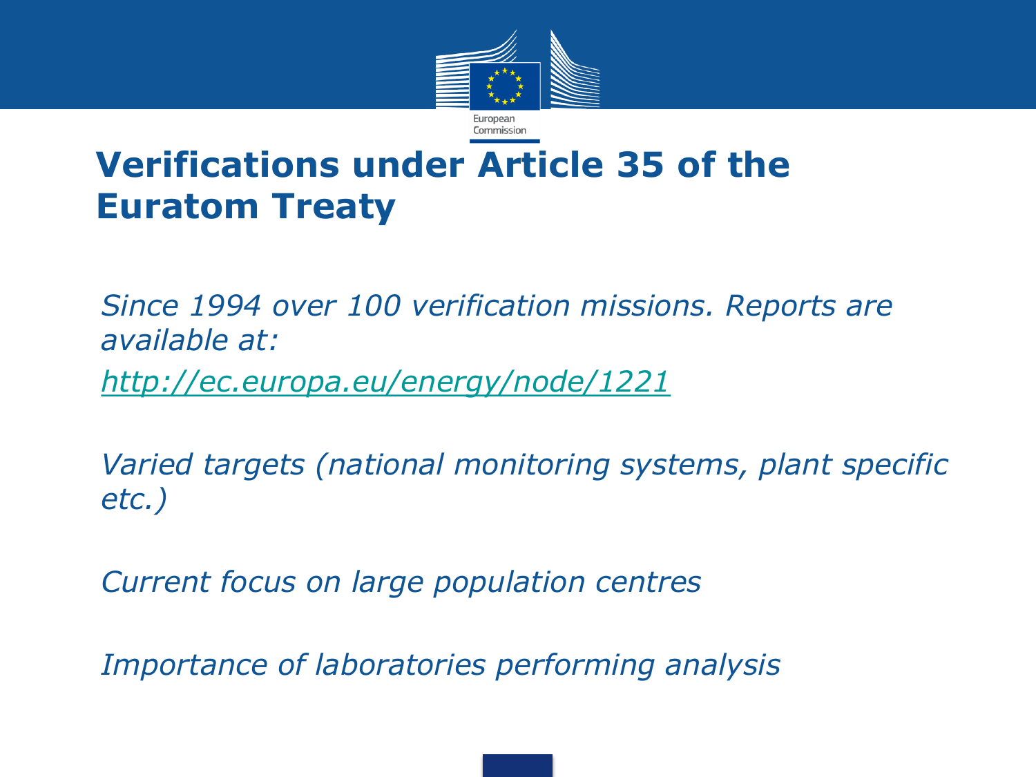# Verifications under Article 35 of the Euratom Treaty

*Since 1994 over 100 verification missions. Reports are available at:*

*http://ec.europa.eu/energy/node/1221*

*Varied targets (national monitoring systems, plant specific etc.)*

*Current focus on large population centres*

*Importance of laboratories performing analysis*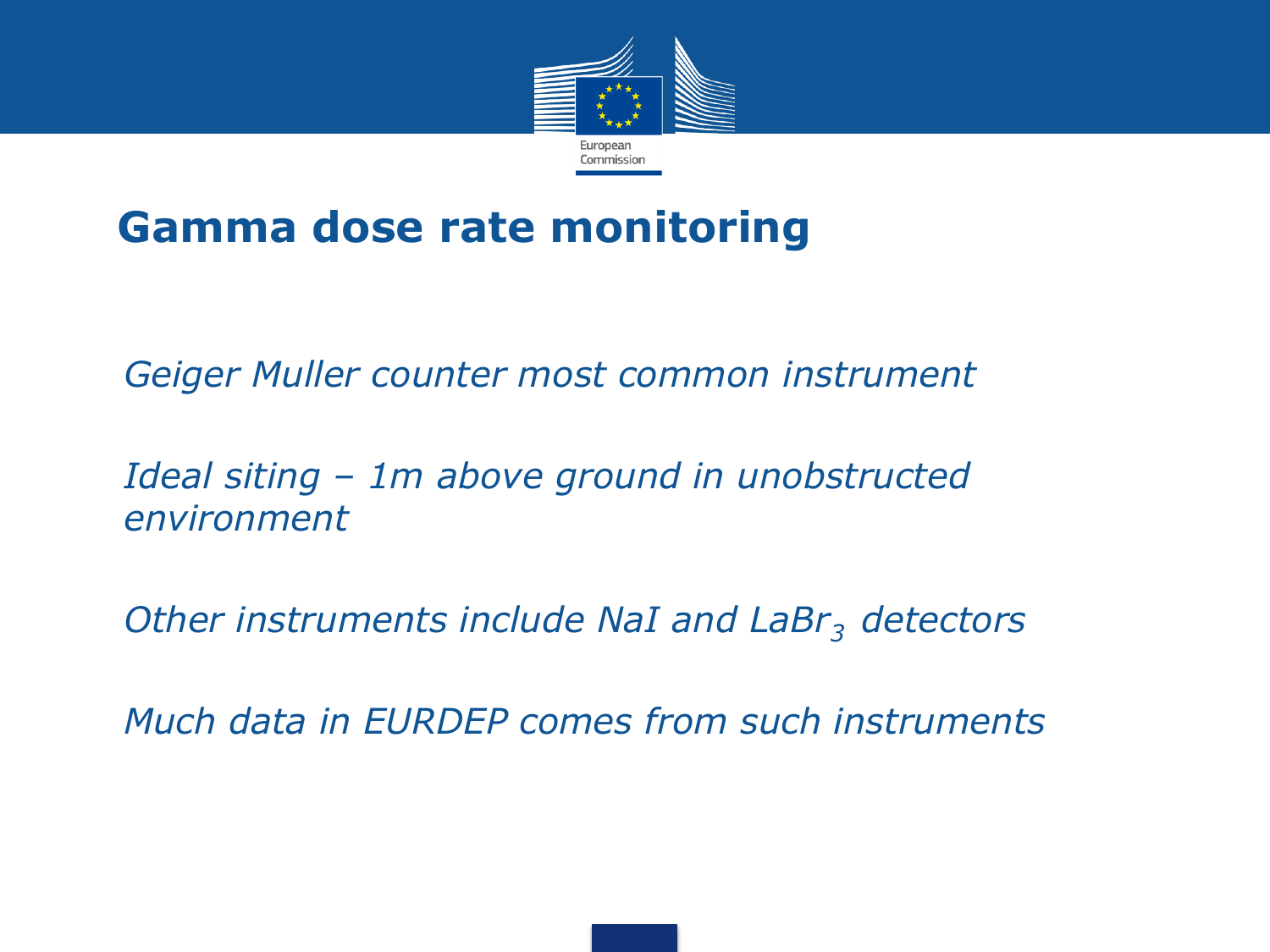# Gamma dose rate monitoring

*Geiger Muller counter most common instrument*

*Ideal siting – 1m above ground in unobstructed environment*

*Other instruments include NaI and $LaBr_3$ detectors*

*Much data in EURDEP comes from such instruments*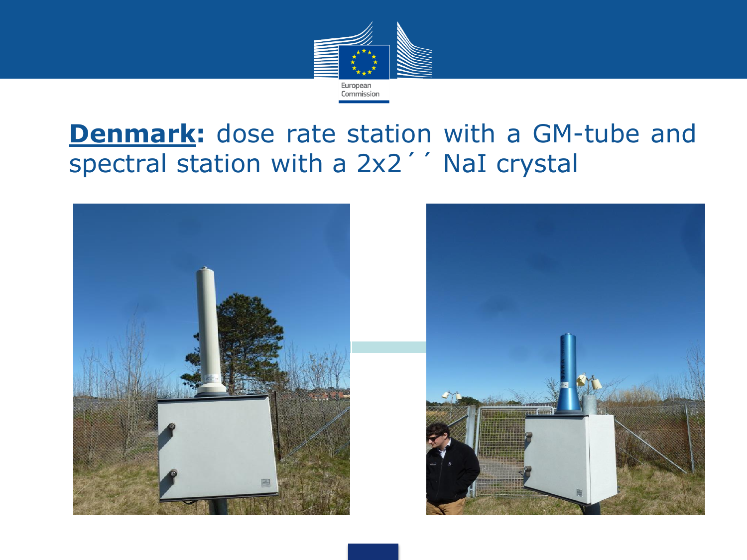## **Denmark:** dose rate station with a GM-tube and spectral station with a 2x2´´ NaI crystal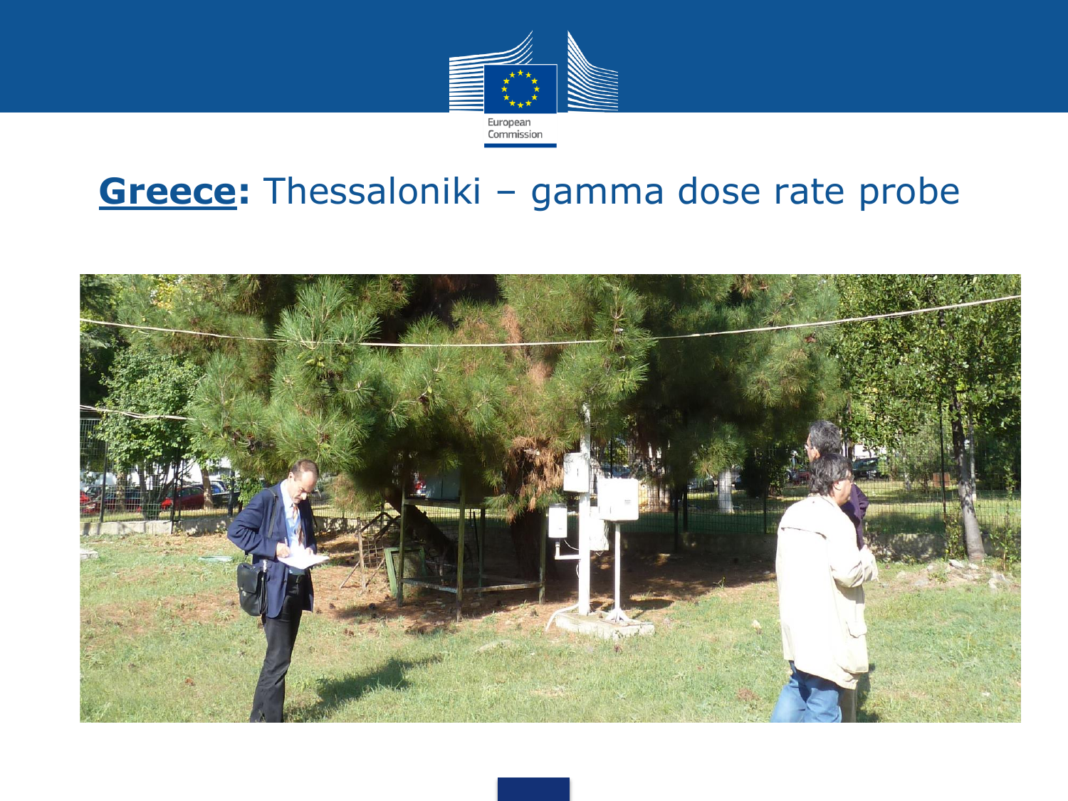# **Greece:** Thessaloniki – gamma dose rate probe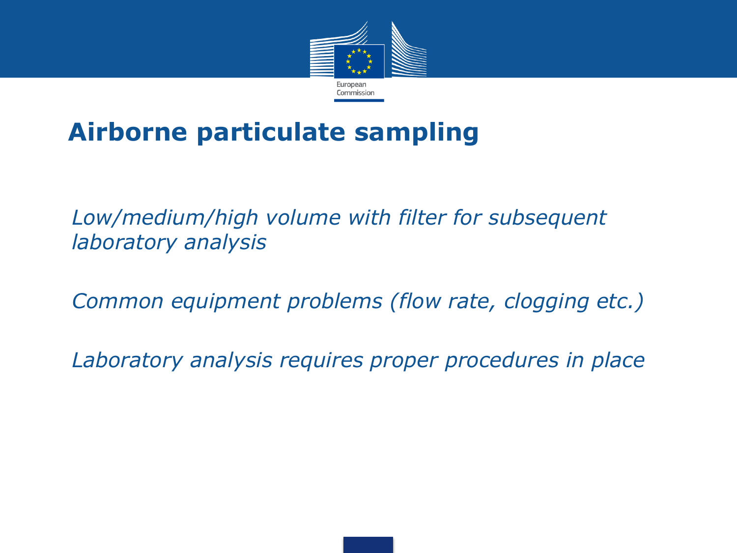# Airborne particulate sampling

*Low/medium/high volume with filter for subsequent laboratory analysis*

*Common equipment problems (flow rate, clogging etc.)*

*Laboratory analysis requires proper procedures in place*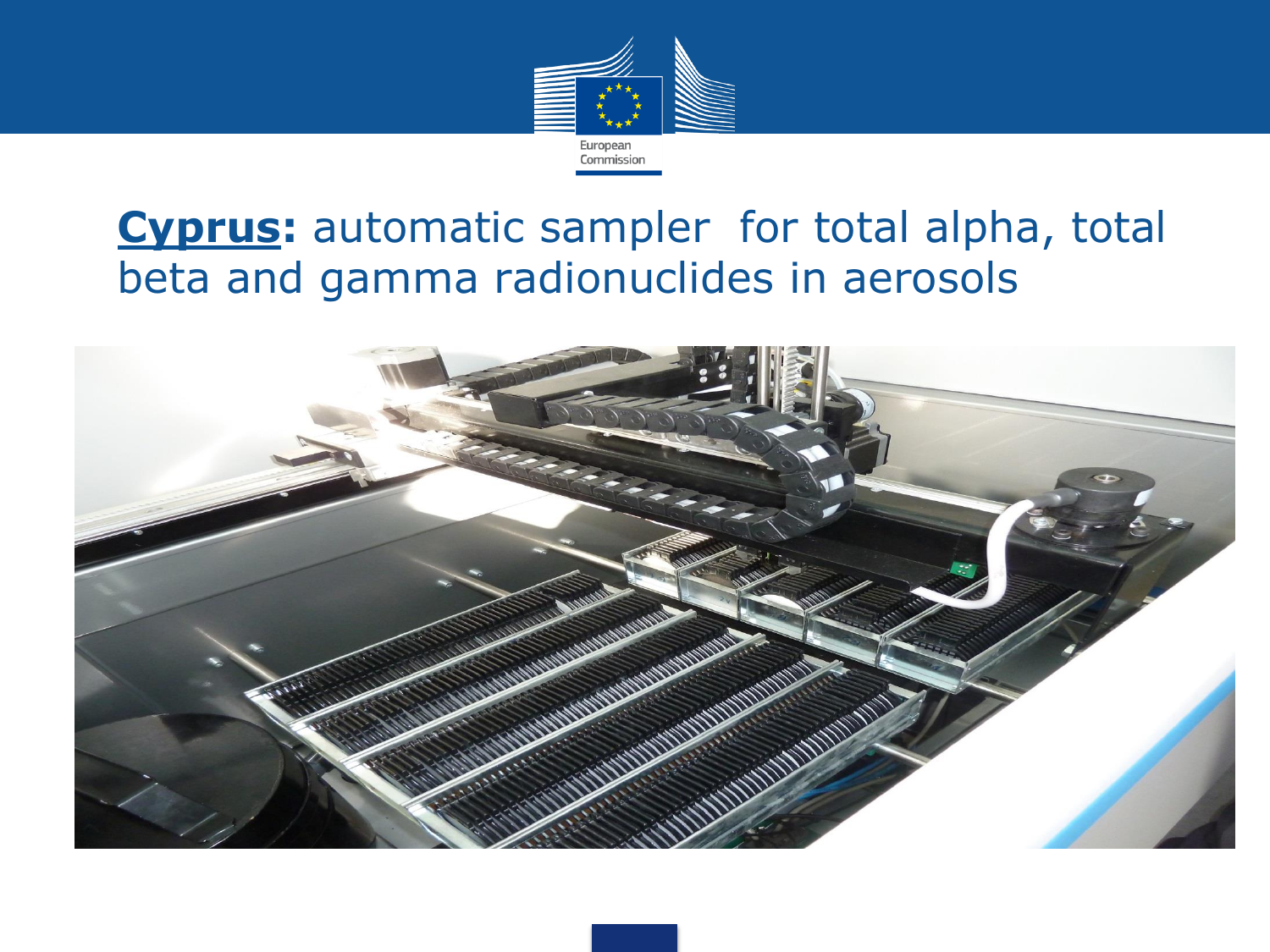## **Cyprus:** automatic sampler for total alpha, total beta and gamma radionuclides in aerosols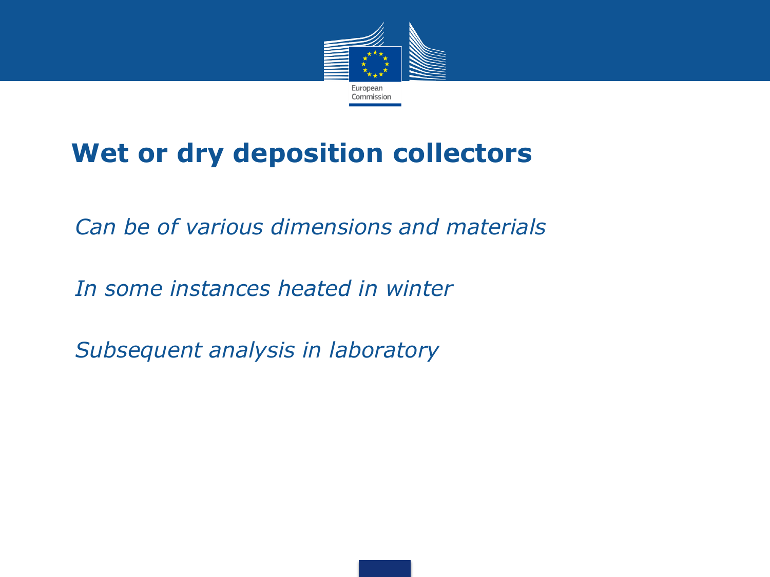# Wet or dry deposition collectors

*Can be of various dimensions and materials*

*In some instances heated in winter*

*Subsequent analysis in laboratory*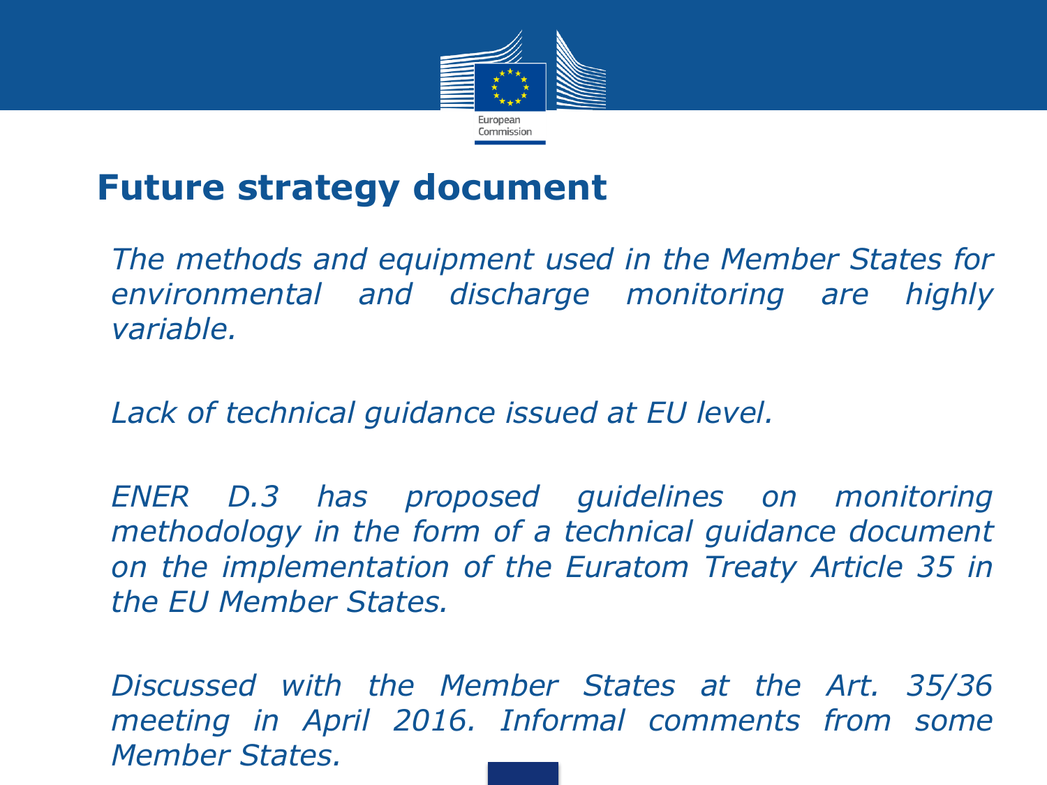# Future strategy document

*The methods and equipment used in the Member States for environmental and discharge monitoring are highly variable.*

*Lack of technical guidance issued at EU level.*

*ENER D.3 has proposed guidelines on monitoring methodology in the form of a technical guidance document on the implementation of the Euratom Treaty Article 35 in the EU Member States.*

*Discussed with the Member States at the Art. 35/36 meeting in April 2016. Informal comments from some Member States.*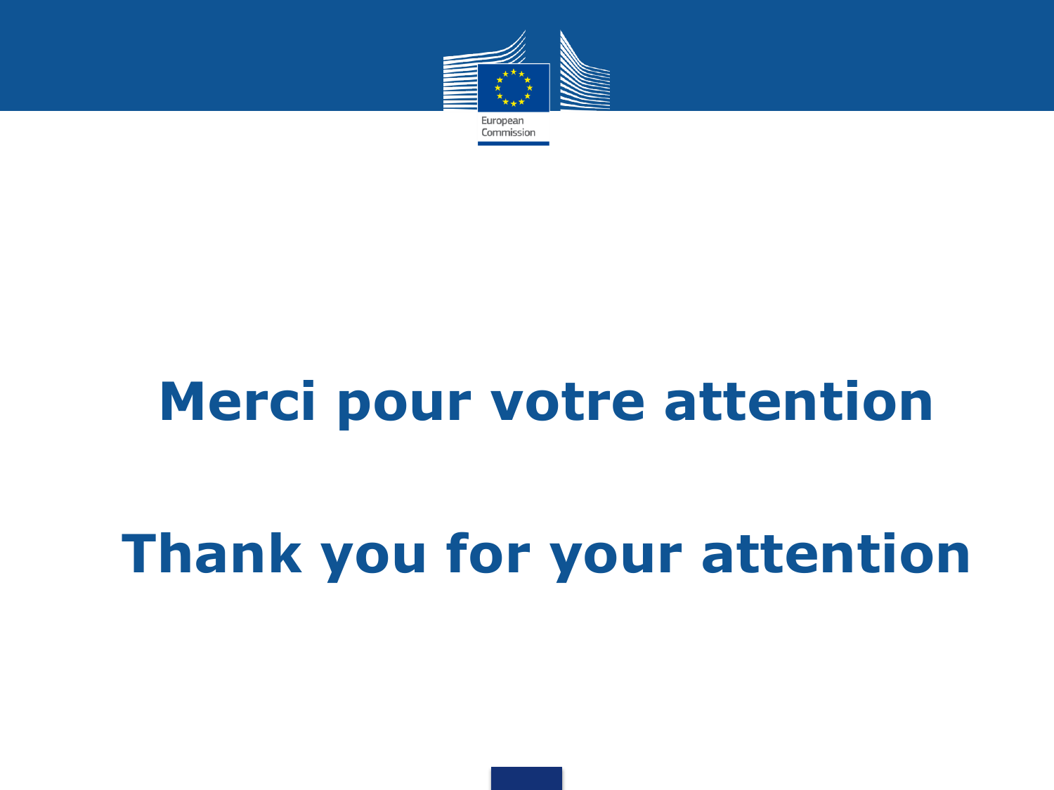European Commission

# Merci pour votre attention

# Thank you for your attention